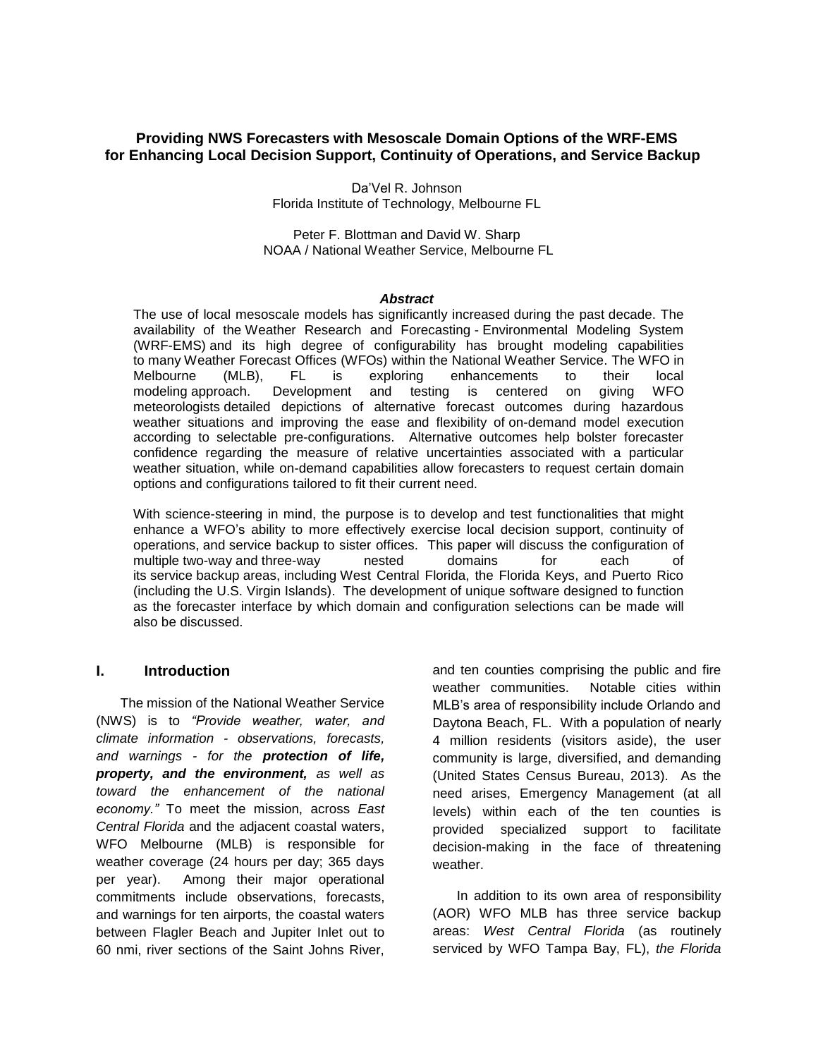# Providing NWS Forecasters with Mesoscale Domain Options of the WRF-EMS for Enhancing Local Decision Support, Continuity of Operations, and Service Backup

Da'Vel R. Johnson
Florida Institute of Technology, Melbourne FL

Peter F. Blottman and David W. Sharp
NOAA / National Weather Service, Melbourne FL

### *Abstract*

The use of local mesoscale models has significantly increased during the past decade. The availability of the Weather Research and Forecasting - Environmental Modeling System (WRF-EMS) and its high degree of configurability has brought modeling capabilities to many Weather Forecast Offices (WFOs) within the National Weather Service. The WFO in Melbourne (MLB), FL is exploring enhancements to their local modeling approach. Development and testing is centered on giving WFO meteorologists detailed depictions of alternative forecast outcomes during hazardous weather situations and improving the ease and flexibility of on-demand model execution according to selectable pre-configurations. Alternative outcomes help bolster forecaster confidence regarding the measure of relative uncertainties associated with a particular weather situation, while on-demand capabilities allow forecasters to request certain domain options and configurations tailored to fit their current need.

With science-steering in mind, the purpose is to develop and test functionalities that might enhance a WFO's ability to more effectively exercise local decision support, continuity of operations, and service backup to sister offices. This paper will discuss the configuration of multiple two-way and three-way nested domains for each of its service backup areas, including West Central Florida, the Florida Keys, and Puerto Rico (including the U.S. Virgin Islands). The development of unique software designed to function as the forecaster interface by which domain and configuration selections can be made will also be discussed.

## I. Introduction

The mission of the National Weather Service (NWS) is to *"Provide weather, water, and climate information - observations, forecasts, and warnings - for the* ***protection of life, property, and the environment,*** *as well as toward the enhancement of the national economy."* To meet the mission, across *East Central Florida* and the adjacent coastal waters, WFO Melbourne (MLB) is responsible for weather coverage (24 hours per day; 365 days per year). Among their major operational commitments include observations, forecasts, and warnings for ten airports, the coastal waters between Flagler Beach and Jupiter Inlet out to 60 nmi, river sections of the Saint Johns River, and ten counties comprising the public and fire weather communities. Notable cities within MLB's area of responsibility include Orlando and Daytona Beach, FL. With a population of nearly 4 million residents (visitors aside), the user community is large, diversified, and demanding (United States Census Bureau, 2013). As the need arises, Emergency Management (at all levels) within each of the ten counties is provided specialized support to facilitate decision-making in the face of threatening weather.

In addition to its own area of responsibility (AOR) WFO MLB has three service backup areas: *West Central Florida* (as routinely serviced by WFO Tampa Bay, FL), *the Florida*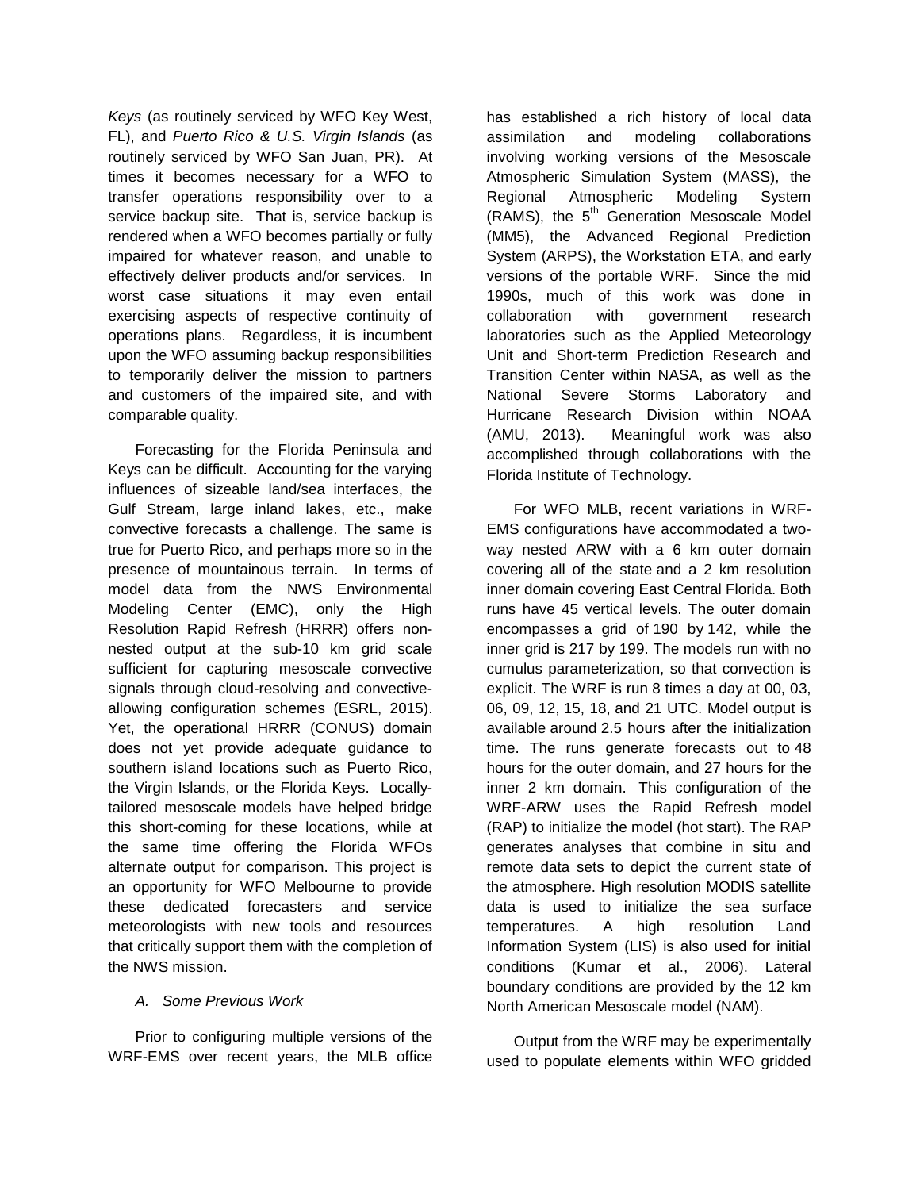*Keys* (as routinely serviced by WFO Key West, FL), and *Puerto Rico & U.S. Virgin Islands* (as routinely serviced by WFO San Juan, PR). At times it becomes necessary for a WFO to transfer operations responsibility over to a service backup site. That is, service backup is rendered when a WFO becomes partially or fully impaired for whatever reason, and unable to effectively deliver products and/or services. In worst case situations it may even entail exercising aspects of respective continuity of operations plans. Regardless, it is incumbent upon the WFO assuming backup responsibilities to temporarily deliver the mission to partners and customers of the impaired site, and with comparable quality.

Forecasting for the Florida Peninsula and Keys can be difficult. Accounting for the varying influences of sizeable land/sea interfaces, the Gulf Stream, large inland lakes, etc., make convective forecasts a challenge. The same is true for Puerto Rico, and perhaps more so in the presence of mountainous terrain. In terms of model data from the NWS Environmental Modeling Center (EMC), only the High Resolution Rapid Refresh (HRRR) offers non-nested output at the sub-10 km grid scale sufficient for capturing mesoscale convective signals through cloud-resolving and convective-allowing configuration schemes (ESRL, 2015). Yet, the operational HRRR (CONUS) domain does not yet provide adequate guidance to southern island locations such as Puerto Rico, the Virgin Islands, or the Florida Keys. Locally-tailored mesoscale models have helped bridge this short-coming for these locations, while at the same time offering the Florida WFOs alternate output for comparison. This project is an opportunity for WFO Melbourne to provide these dedicated forecasters and service meteorologists with new tools and resources that critically support them with the completion of the NWS mission.

### *A. Some Previous Work*

Prior to configuring multiple versions of the WRF-EMS over recent years, the MLB office has established a rich history of local data assimilation and modeling collaborations involving working versions of the Mesoscale Atmospheric Simulation System (MASS), the Regional Atmospheric Modeling System (RAMS), the 5th Generation Mesoscale Model (MM5), the Advanced Regional Prediction System (ARPS), the Workstation ETA, and early versions of the portable WRF. Since the mid 1990s, much of this work was done in collaboration with government research laboratories such as the Applied Meteorology Unit and Short-term Prediction Research and Transition Center within NASA, as well as the National Severe Storms Laboratory and Hurricane Research Division within NOAA (AMU, 2013). Meaningful work was also accomplished through collaborations with the Florida Institute of Technology.

For WFO MLB, recent variations in WRF-EMS configurations have accommodated a two-way nested ARW with a 6 km outer domain covering all of the state and a 2 km resolution inner domain covering East Central Florida. Both runs have 45 vertical levels. The outer domain encompasses a grid of 190 by 142, while the inner grid is 217 by 199. The models run with no cumulus parameterization, so that convection is explicit. The WRF is run 8 times a day at 00, 03, 06, 09, 12, 15, 18, and 21 UTC. Model output is available around 2.5 hours after the initialization time. The runs generate forecasts out to 48 hours for the outer domain, and 27 hours for the inner 2 km domain. This configuration of the WRF-ARW uses the Rapid Refresh model (RAP) to initialize the model (hot start). The RAP generates analyses that combine in situ and remote data sets to depict the current state of the atmosphere. High resolution MODIS satellite data is used to initialize the sea surface temperatures. A high resolution Land Information System (LIS) is also used for initial conditions (Kumar et al., 2006). Lateral boundary conditions are provided by the 12 km North American Mesoscale model (NAM).

Output from the WRF may be experimentally used to populate elements within WFO gridded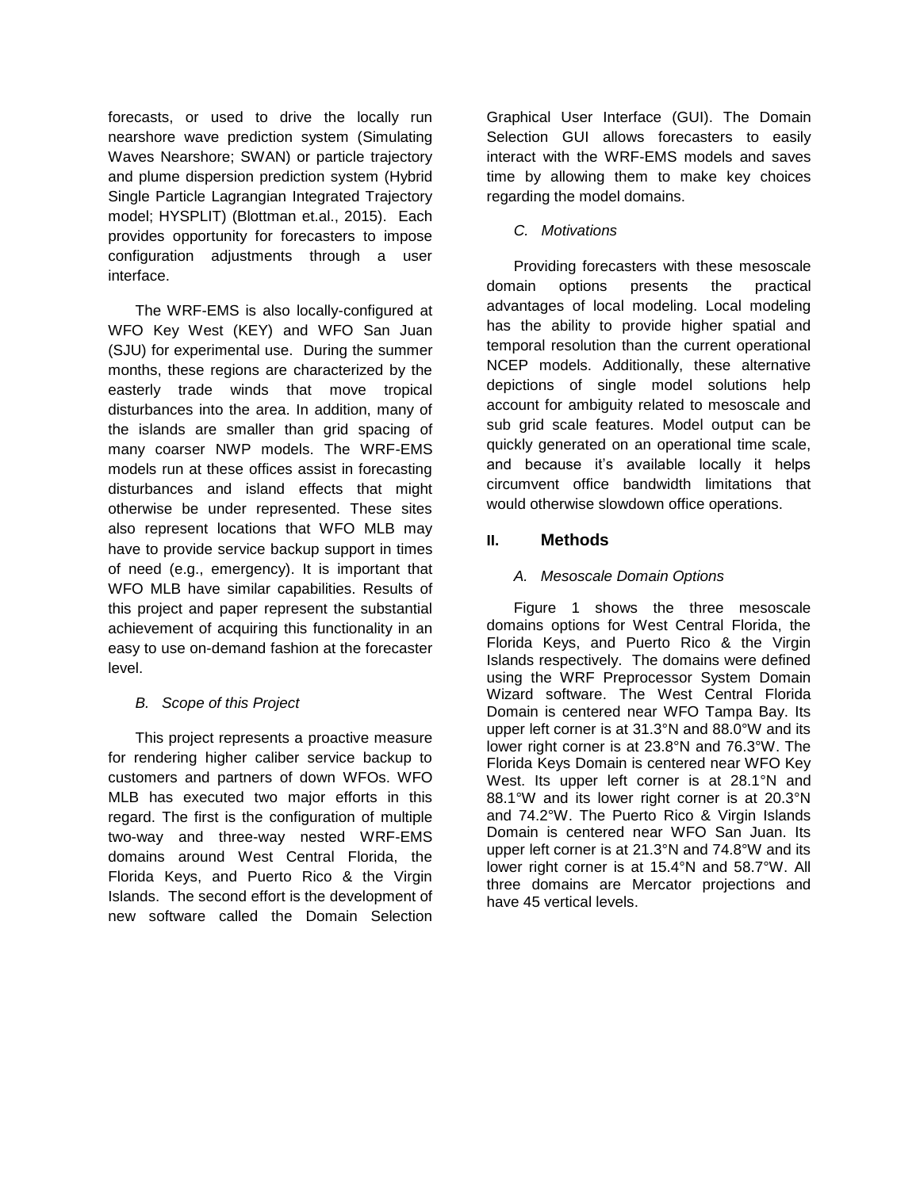forecasts, or used to drive the locally run nearshore wave prediction system (Simulating Waves Nearshore; SWAN) or particle trajectory and plume dispersion prediction system (Hybrid Single Particle Lagrangian Integrated Trajectory model; HYSPLIT) (Blottman et.al., 2015). Each provides opportunity for forecasters to impose configuration adjustments through a user interface.

The WRF-EMS is also locally-configured at WFO Key West (KEY) and WFO San Juan (SJU) for experimental use. During the summer months, these regions are characterized by the easterly trade winds that move tropical disturbances into the area. In addition, many of the islands are smaller than grid spacing of many coarser NWP models. The WRF-EMS models run at these offices assist in forecasting disturbances and island effects that might otherwise be under represented. These sites also represent locations that WFO MLB may have to provide service backup support in times of need (e.g., emergency). It is important that WFO MLB have similar capabilities. Results of this project and paper represent the substantial achievement of acquiring this functionality in an easy to use on-demand fashion at the forecaster level.

### *B. Scope of this Project*

This project represents a proactive measure for rendering higher caliber service backup to customers and partners of down WFOs. WFO MLB has executed two major efforts in this regard. The first is the configuration of multiple two-way and three-way nested WRF-EMS domains around West Central Florida, the Florida Keys, and Puerto Rico & the Virgin Islands. The second effort is the development of new software called the Domain Selection Graphical User Interface (GUI). The Domain Selection GUI allows forecasters to easily interact with the WRF-EMS models and saves time by allowing them to make key choices regarding the model domains.

### *C. Motivations*

Providing forecasters with these mesoscale domain options presents the practical advantages of local modeling. Local modeling has the ability to provide higher spatial and temporal resolution than the current operational NCEP models. Additionally, these alternative depictions of single model solutions help account for ambiguity related to mesoscale and sub grid scale features. Model output can be quickly generated on an operational time scale, and because it's available locally it helps circumvent office bandwidth limitations that would otherwise slowdown office operations.

## II. Methods

### *A. Mesoscale Domain Options*

Figure 1 shows the three mesoscale domains options for West Central Florida, the Florida Keys, and Puerto Rico & the Virgin Islands respectively. The domains were defined using the WRF Preprocessor System Domain Wizard software. The West Central Florida Domain is centered near WFO Tampa Bay. Its upper left corner is at 31.3°N and 88.0°W and its lower right corner is at 23.8°N and 76.3°W. The Florida Keys Domain is centered near WFO Key West. Its upper left corner is at 28.1°N and 88.1°W and its lower right corner is at 20.3°N and 74.2°W. The Puerto Rico & Virgin Islands Domain is centered near WFO San Juan. Its upper left corner is at 21.3°N and 74.8°W and its lower right corner is at 15.4°N and 58.7°W. All three domains are Mercator projections and have 45 vertical levels.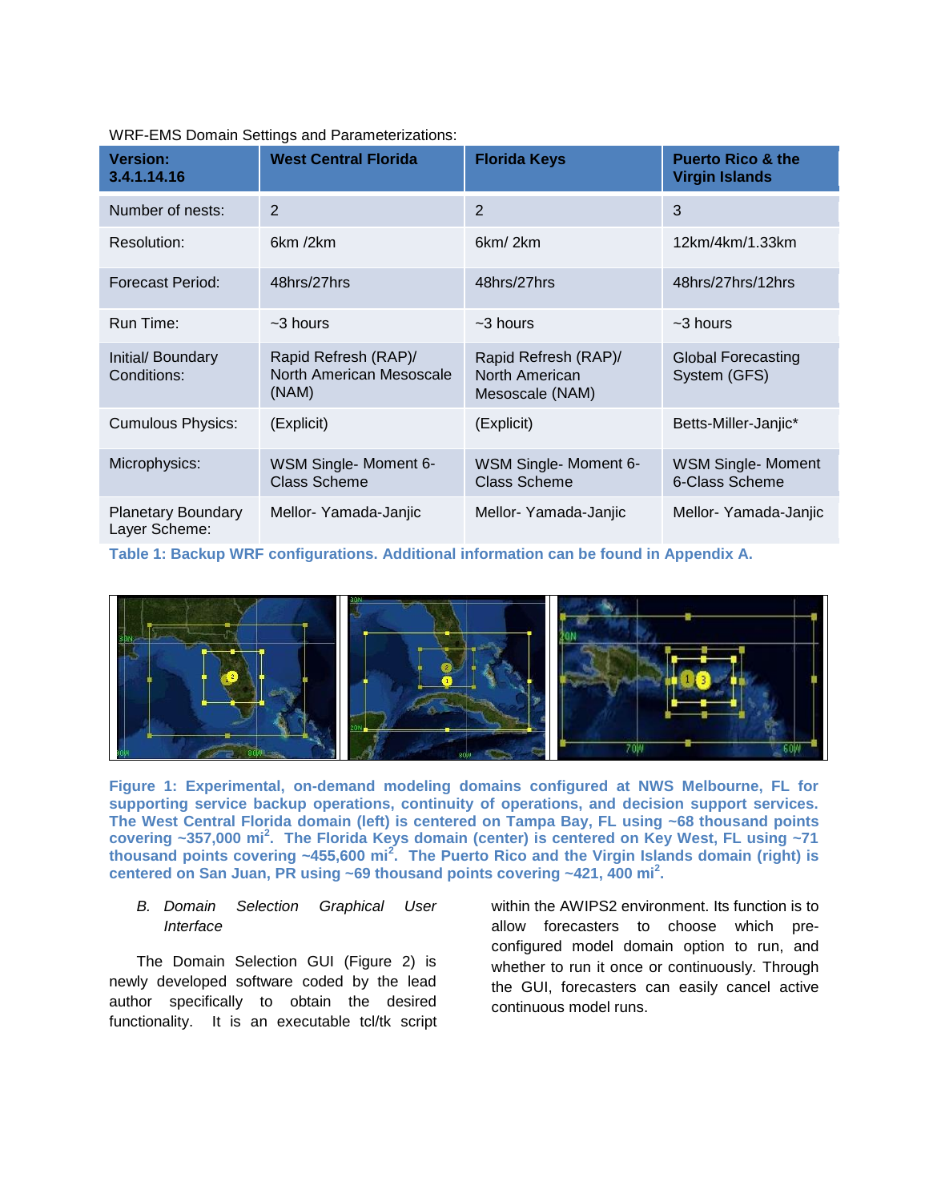WRF-EMS Domain Settings and Parameterizations:

| Version: 3.4.1.14.16 | West Central Florida | Florida Keys | Puerto Rico & the Virgin Islands |
|---|---|---|---|
| Number of nests: | 2 | 2 | 3 |
| Resolution: | 6km /2km | 6km/ 2km | 12km/4km/1.33km |
| Forecast Period: | 48hrs/27hrs | 48hrs/27hrs | 48hrs/27hrs/12hrs |
| Run Time: | ~3 hours | ~3 hours | ~3 hours |
| Initial/ Boundary Conditions: | Rapid Refresh (RAP)/ North American Mesoscale (NAM) | Rapid Refresh (RAP)/ North American Mesoscale (NAM) | Global Forecasting System (GFS) |
| Cumulous Physics: | (Explicit) | (Explicit) | Betts-Miller-Janjic* |
| Microphysics: | WSM Single- Moment 6-Class Scheme | WSM Single- Moment 6-Class Scheme | WSM Single- Moment 6-Class Scheme |
| Planetary Boundary Layer Scheme: | Mellor- Yamada-Janjic | Mellor- Yamada-Janjic | Mellor- Yamada-Janjic |

**Table 1: Backup WRF configurations. Additional information can be found in Appendix A.**

**Figure 1: Experimental, on-demand modeling domains configured at NWS Melbourne, FL for supporting service backup operations, continuity of operations, and decision support services. The West Central Florida domain (left) is centered on Tampa Bay, FL using ~68 thousand points covering ~357,000 mi$^2$. The Florida Keys domain (center) is centered on Key West, FL using ~71 thousand points covering ~455,600 mi$^2$. The Puerto Rico and the Virgin Islands domain (right) is centered on San Juan, PR using ~69 thousand points covering ~421, 400 mi$^2$.**

### *B. Domain Selection Graphical User Interface*

The Domain Selection GUI (Figure 2) is newly developed software coded by the lead author specifically to obtain the desired functionality. It is an executable tcl/tk script within the AWIPS2 environment. Its function is to allow forecasters to choose which pre-configured model domain option to run, and whether to run it once or continuously. Through the GUI, forecasters can easily cancel active continuous model runs.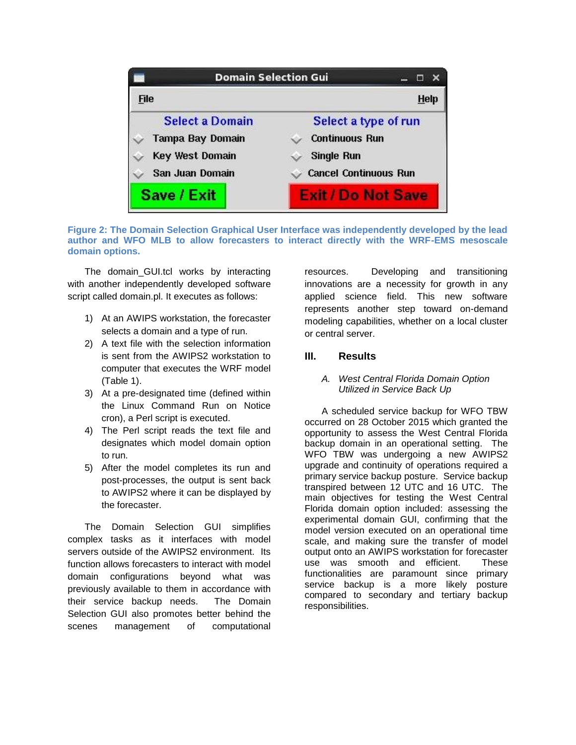**Figure 2: The Domain Selection Graphical User Interface was independently developed by the lead author and WFO MLB to allow forecasters to interact directly with the WRF-EMS mesoscale domain options.**

The domain_GUI.tcl works by interacting with another independently developed software script called domain.pl. It executes as follows:

1) At an AWIPS workstation, the forecaster selects a domain and a type of run.
2) A text file with the selection information is sent from the AWIPS2 workstation to computer that executes the WRF model (Table 1).
3) At a pre-designated time (defined within the Linux Command Run on Notice cron), a Perl script is executed.
4) The Perl script reads the text file and designates which model domain option to run.
5) After the model completes its run and post-processes, the output is sent back to AWIPS2 where it can be displayed by the forecaster.

The Domain Selection GUI simplifies complex tasks as it interfaces with model servers outside of the AWIPS2 environment. Its function allows forecasters to interact with model domain configurations beyond what was previously available to them in accordance with their service backup needs. The Domain Selection GUI also promotes better behind the scenes management of computational resources. Developing and transitioning innovations are a necessity for growth in any applied science field. This new software represents another step toward on-demand modeling capabilities, whether on a local cluster or central server.

## III. Results

### *A. West Central Florida Domain Option Utilized in Service Back Up*

A scheduled service backup for WFO TBW occurred on 28 October 2015 which granted the opportunity to assess the West Central Florida backup domain in an operational setting. The WFO TBW was undergoing a new AWIPS2 upgrade and continuity of operations required a primary service backup posture. Service backup transpired between 12 UTC and 16 UTC. The main objectives for testing the West Central Florida domain option included: assessing the experimental domain GUI, confirming that the model version executed on an operational time scale, and making sure the transfer of model output onto an AWIPS workstation for forecaster use was smooth and efficient. These functionalities are paramount since primary service backup is a more likely posture compared to secondary and tertiary backup responsibilities.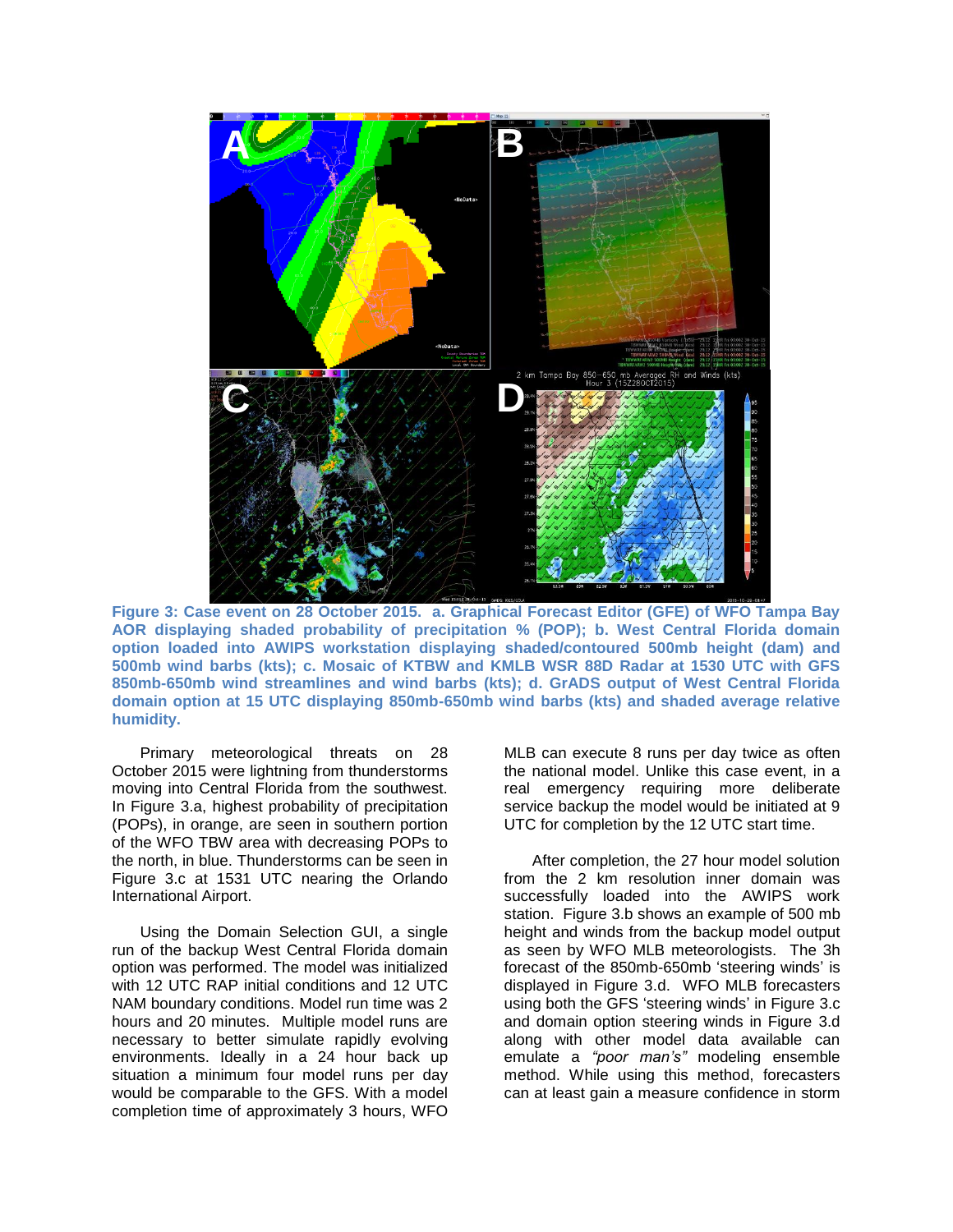**Figure 3: Case event on 28 October 2015. a. Graphical Forecast Editor (GFE) of WFO Tampa Bay AOR displaying shaded probability of precipitation % (POP); b. West Central Florida domain option loaded into AWIPS workstation displaying shaded/contoured 500mb height (dam) and 500mb wind barbs (kts); c. Mosaic of KTBW and KMLB WSR 88D Radar at 1530 UTC with GFS 850mb-650mb wind streamlines and wind barbs (kts); d. GrADS output of West Central Florida domain option at 15 UTC displaying 850mb-650mb wind barbs (kts) and shaded average relative humidity.**

Primary meteorological threats on 28 October 2015 were lightning from thunderstorms moving into Central Florida from the southwest. In Figure 3.a, highest probability of precipitation (POPs), in orange, are seen in southern portion of the WFO TBW area with decreasing POPs to the north, in blue. Thunderstorms can be seen in Figure 3.c at 1531 UTC nearing the Orlando International Airport.

Using the Domain Selection GUI, a single run of the backup West Central Florida domain option was performed. The model was initialized with 12 UTC RAP initial conditions and 12 UTC NAM boundary conditions. Model run time was 2 hours and 20 minutes. Multiple model runs are necessary to better simulate rapidly evolving environments. Ideally in a 24 hour back up situation a minimum four model runs per day would be comparable to the GFS. With a model completion time of approximately 3 hours, WFO MLB can execute 8 runs per day twice as often the national model. Unlike this case event, in a real emergency requiring more deliberate service backup the model would be initiated at 9 UTC for completion by the 12 UTC start time.

After completion, the 27 hour model solution from the 2 km resolution inner domain was successfully loaded into the AWIPS work station. Figure 3.b shows an example of 500 mb height and winds from the backup model output as seen by WFO MLB meteorologists. The 3h forecast of the 850mb-650mb 'steering winds' is displayed in Figure 3.d. WFO MLB forecasters using both the GFS 'steering winds' in Figure 3.c and domain option steering winds in Figure 3.d along with other model data available can emulate a *"poor man's"* modeling ensemble method. While using this method, forecasters can at least gain a measure confidence in storm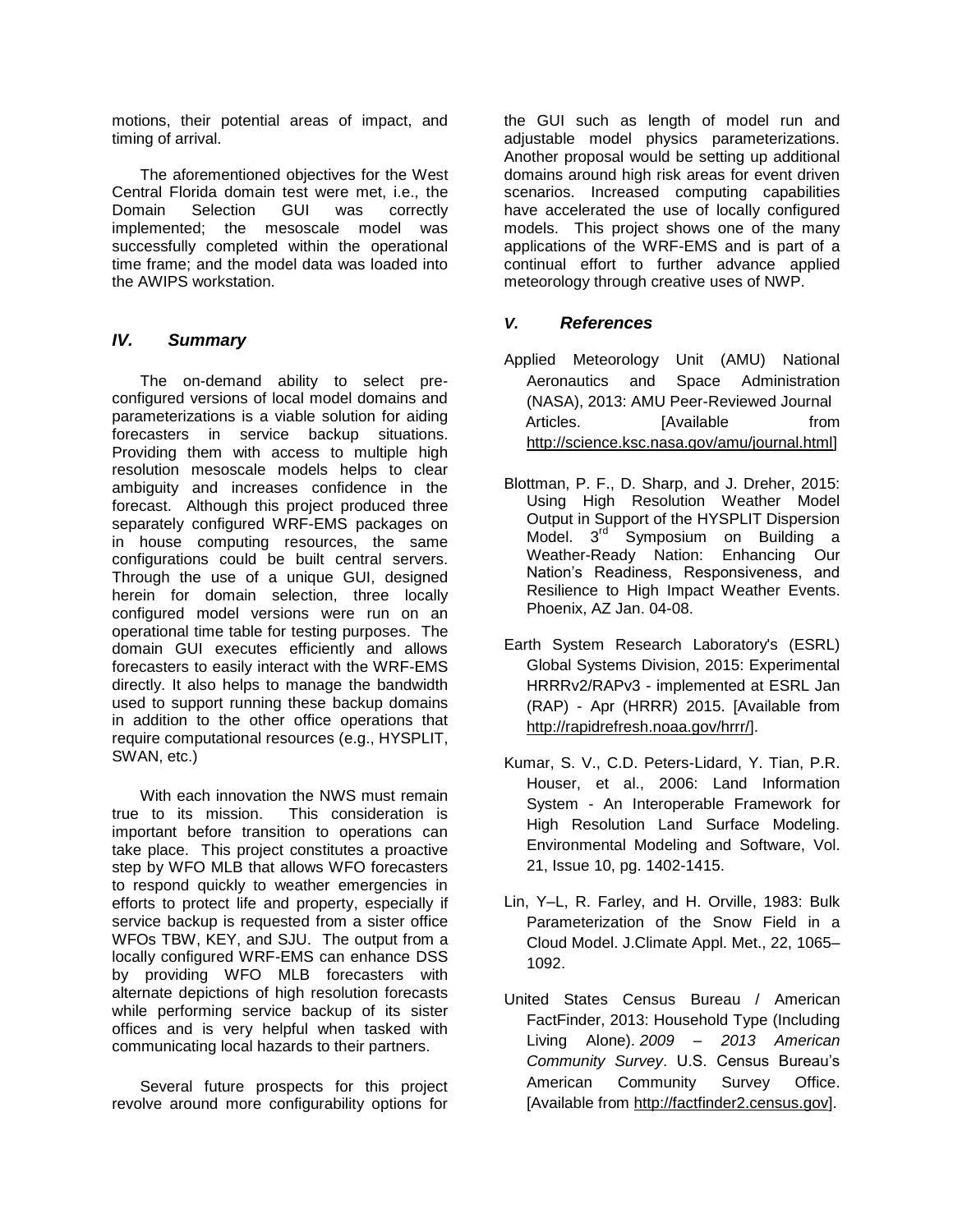motions, their potential areas of impact, and timing of arrival.

The aforementioned objectives for the West Central Florida domain test were met, i.e., the Domain Selection GUI was correctly implemented; the mesoscale model was successfully completed within the operational time frame; and the model data was loaded into the AWIPS workstation.

## *IV. Summary*

The on-demand ability to select pre-configured versions of local model domains and parameterizations is a viable solution for aiding forecasters in service backup situations. Providing them with access to multiple high resolution mesoscale models helps to clear ambiguity and increases confidence in the forecast. Although this project produced three separately configured WRF-EMS packages on in house computing resources, the same configurations could be built central servers. Through the use of a unique GUI, designed herein for domain selection, three locally configured model versions were run on an operational time table for testing purposes. The domain GUI executes efficiently and allows forecasters to easily interact with the WRF-EMS directly. It also helps to manage the bandwidth used to support running these backup domains in addition to the other office operations that require computational resources (e.g., HYSPLIT, SWAN, etc.)

With each innovation the NWS must remain true to its mission. This consideration is important before transition to operations can take place. This project constitutes a proactive step by WFO MLB that allows WFO forecasters to respond quickly to weather emergencies in efforts to protect life and property, especially if service backup is requested from a sister office WFOs TBW, KEY, and SJU. The output from a locally configured WRF-EMS can enhance DSS by providing WFO MLB forecasters with alternate depictions of high resolution forecasts while performing service backup of its sister offices and is very helpful when tasked with communicating local hazards to their partners.

Several future prospects for this project revolve around more configurability options for the GUI such as length of model run and adjustable model physics parameterizations. Another proposal would be setting up additional domains around high risk areas for event driven scenarios. Increased computing capabilities have accelerated the use of locally configured models. This project shows one of the many applications of the WRF-EMS and is part of a continual effort to further advance applied meteorology through creative uses of NWP.

## *V. References*

Applied Meteorology Unit (AMU) National Aeronautics and Space Administration (NASA), 2013: AMU Peer-Reviewed Journal Articles. [Available from http://science.ksc.nasa.gov/amu/journal.html]

Blottman, P. F., D. Sharp, and J. Dreher, 2015: Using High Resolution Weather Model Output in Support of the HYSPLIT Dispersion Model. 3rd Symposium on Building a Weather-Ready Nation: Enhancing Our Nation's Readiness, Responsiveness, and Resilience to High Impact Weather Events. Phoenix, AZ Jan. 04-08.

Earth System Research Laboratory's (ESRL) Global Systems Division, 2015: Experimental HRRRv2/RAPv3 - implemented at ESRL Jan (RAP) - Apr (HRRR) 2015. [Available from http://rapidrefresh.noaa.gov/hrrr/].

Kumar, S. V., C.D. Peters-Lidard, Y. Tian, P.R. Houser, et al., 2006: Land Information System - An Interoperable Framework for High Resolution Land Surface Modeling. Environmental Modeling and Software, Vol. 21, Issue 10, pg. 1402-1415.

Lin, Y–L, R. Farley, and H. Orville, 1983: Bulk Parameterization of the Snow Field in a Cloud Model. J.Climate Appl. Met., 22, 1065–1092.

United States Census Bureau / American FactFinder, 2013: Household Type (Including Living Alone). *2009 – 2013 American Community Survey*. U.S. Census Bureau's American Community Survey Office. [Available from http://factfinder2.census.gov].